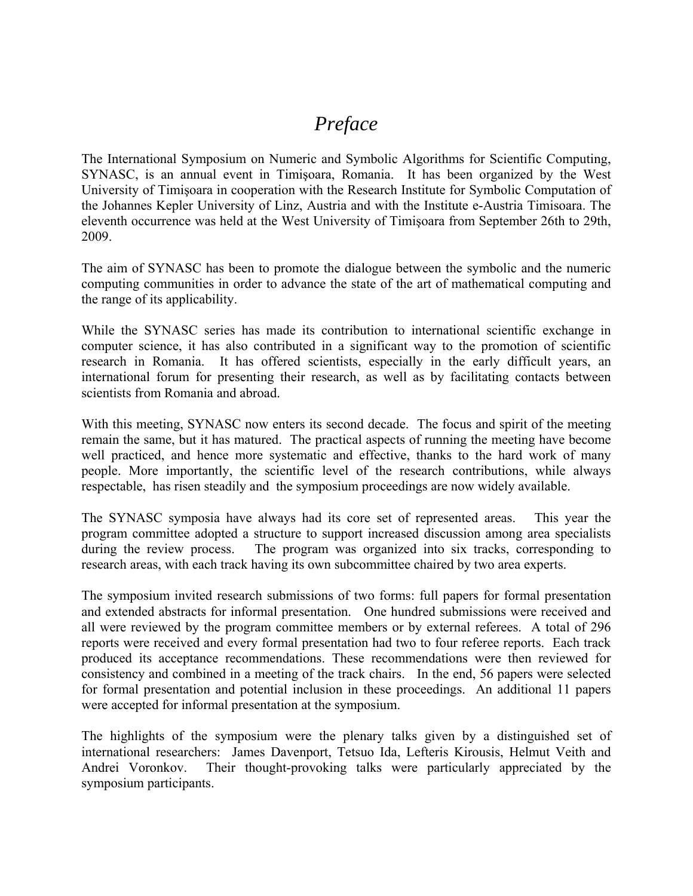# *Preface*

The International Symposium on Numeric and Symbolic Algorithms for Scientific Computing, SYNASC, is an annual event in Timişoara, Romania. It has been organized by the West University of Timişoara in cooperation with the Research Institute for Symbolic Computation of the Johannes Kepler University of Linz, Austria and with the Institute e-Austria Timisoara. The eleventh occurrence was held at the West University of Timişoara from September 26th to 29th, 2009.

The aim of SYNASC has been to promote the dialogue between the symbolic and the numeric computing communities in order to advance the state of the art of mathematical computing and the range of its applicability.

While the SYNASC series has made its contribution to international scientific exchange in computer science, it has also contributed in a significant way to the promotion of scientific research in Romania. It has offered scientists, especially in the early difficult years, an international forum for presenting their research, as well as by facilitating contacts between scientists from Romania and abroad.

With this meeting, SYNASC now enters its second decade. The focus and spirit of the meeting remain the same, but it has matured. The practical aspects of running the meeting have become well practiced, and hence more systematic and effective, thanks to the hard work of many people. More importantly, the scientific level of the research contributions, while always respectable, has risen steadily and the symposium proceedings are now widely available.

The SYNASC symposia have always had its core set of represented areas. This year the program committee adopted a structure to support increased discussion among area specialists during the review process. The program was organized into six tracks, corresponding to research areas, with each track having its own subcommittee chaired by two area experts.

The symposium invited research submissions of two forms: full papers for formal presentation and extended abstracts for informal presentation. One hundred submissions were received and all were reviewed by the program committee members or by external referees. A total of 296 reports were received and every formal presentation had two to four referee reports. Each track produced its acceptance recommendations. These recommendations were then reviewed for consistency and combined in a meeting of the track chairs. In the end, 56 papers were selected for formal presentation and potential inclusion in these proceedings. An additional 11 papers were accepted for informal presentation at the symposium.

The highlights of the symposium were the plenary talks given by a distinguished set of international researchers: James Davenport, Tetsuo Ida, Lefteris Kirousis, Helmut Veith and Andrei Voronkov. Their thought-provoking talks were particularly appreciated by the symposium participants.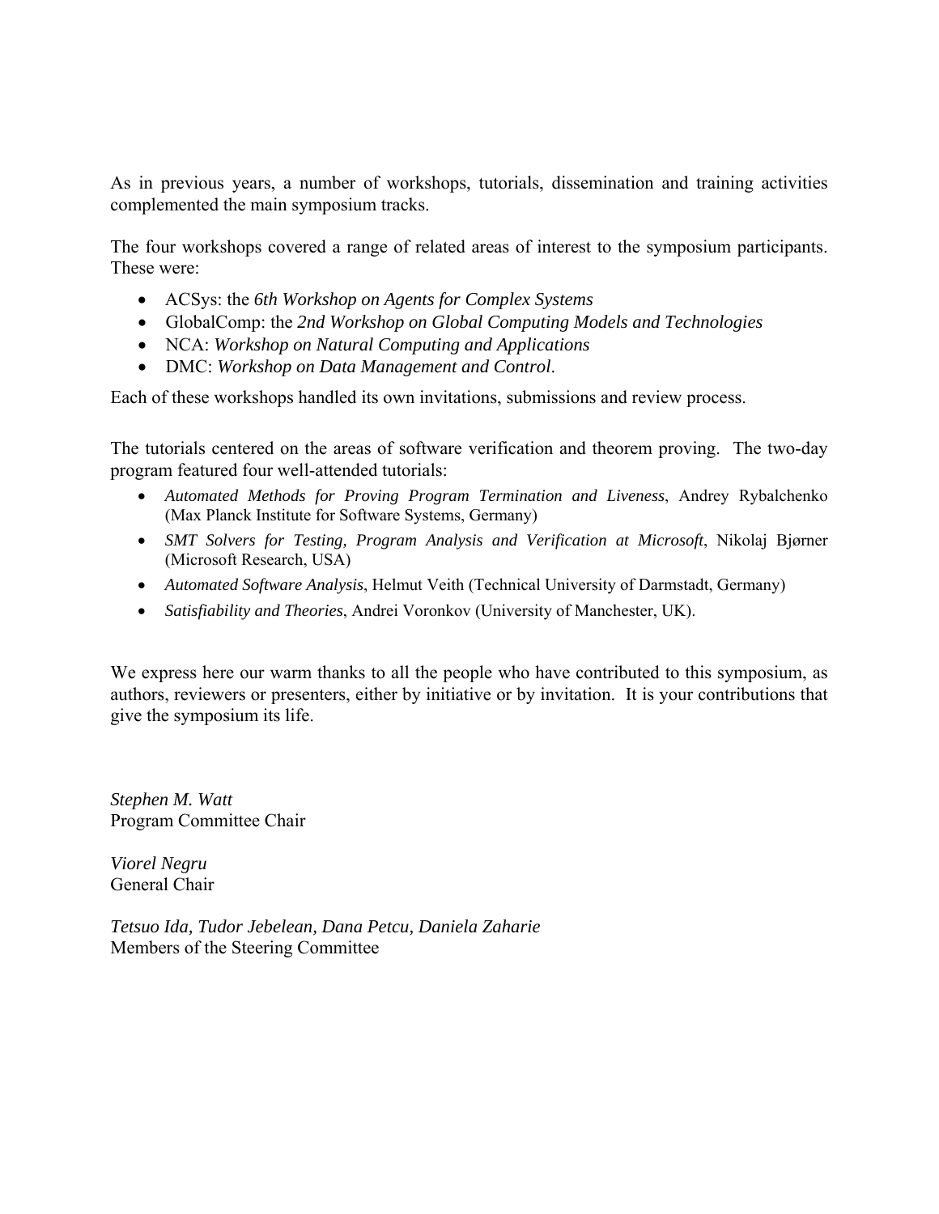As in previous years, a number of workshops, tutorials, dissemination and training activities complemented the main symposium tracks.

The four workshops covered a range of related areas of interest to the symposium participants. These were:

- ACSys: the *6th Workshop on Agents for Complex Systems*
- GlobalComp: the *2nd Workshop on Global Computing Models and Technologies*
- NCA: *Workshop on Natural Computing and Applications*
- DMC: *Workshop on Data Management and Control*.

Each of these workshops handled its own invitations, submissions and review process.

The tutorials centered on the areas of software verification and theorem proving. The two-day program featured four well-attended tutorials:

- *Automated Methods for Proving Program Termination and Liveness*, Andrey Rybalchenko (Max Planck Institute for Software Systems, Germany)
- *SMT Solvers for Testing, Program Analysis and Verification at Microsoft*, Nikolaj Bjørner (Microsoft Research, USA)
- *Automated Software Analysis*, Helmut Veith (Technical University of Darmstadt, Germany)
- *Satisfiability and Theories*, Andrei Voronkov (University of Manchester, UK).

We express here our warm thanks to all the people who have contributed to this symposium, as authors, reviewers or presenters, either by initiative or by invitation. It is your contributions that give the symposium its life.

*Stephen M. Watt*
Program Committee Chair

*Viorel Negru*
General Chair

*Tetsuo Ida, Tudor Jebelean, Dana Petcu, Daniela Zaharie*
Members of the Steering Committee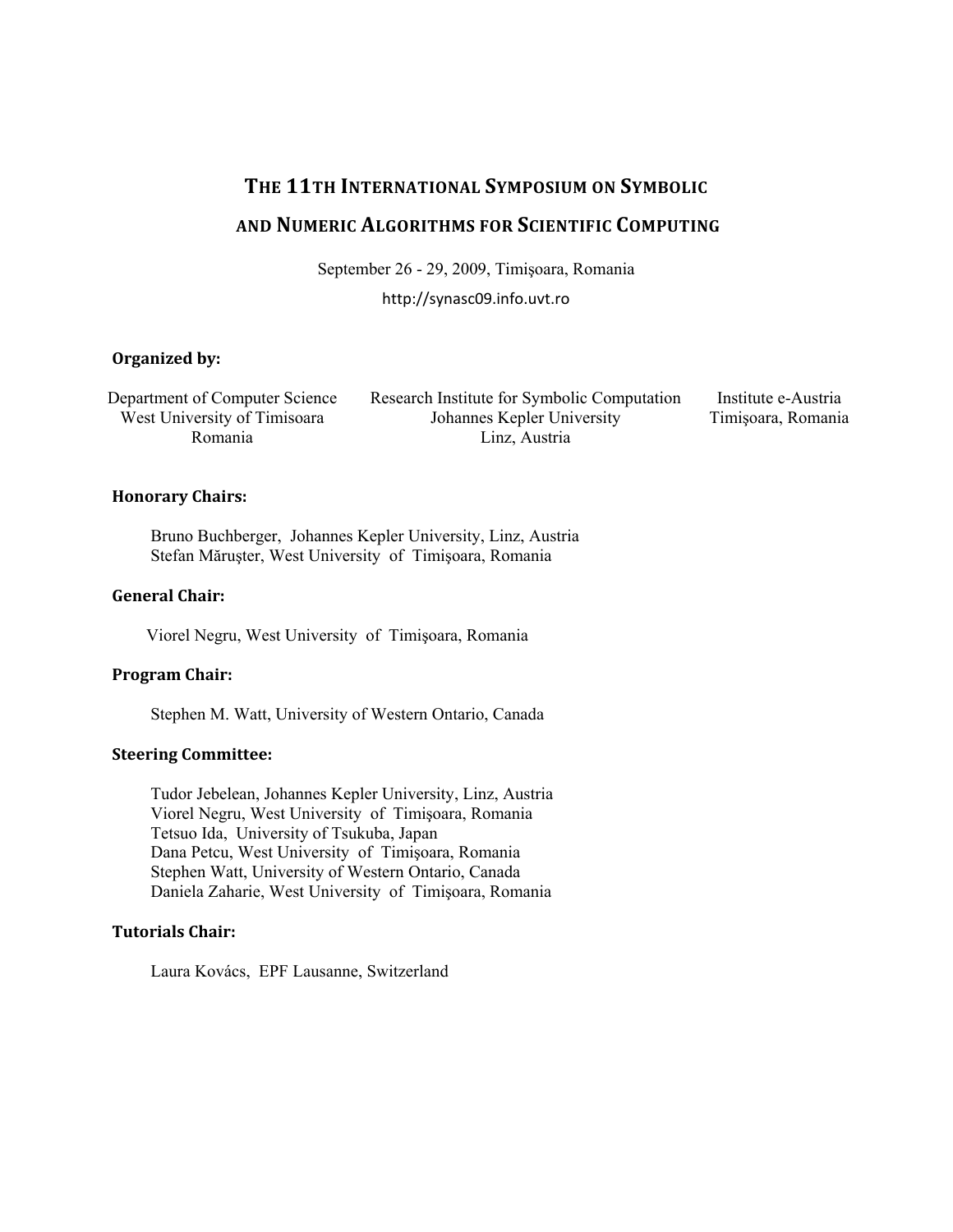# The 11th International Symposium on Symbolic and Numeric Algorithms for Scientific Computing

September 26 - 29, 2009, Timişoara, Romania

http://synasc09.info.uvt.ro

**Organized by:**

Department of Computer Science
West University of Timisoara
Romania

Research Institute for Symbolic Computation
Johannes Kepler University
Linz, Austria

Institute e-Austria
Timişoara, Romania

**Honorary Chairs:**

Bruno Buchberger, Johannes Kepler University, Linz, Austria
Stefan Măruşter, West University of Timişoara, Romania

**General Chair:**

Viorel Negru, West University of Timişoara, Romania

**Program Chair:**

Stephen M. Watt, University of Western Ontario, Canada

**Steering Committee:**

Tudor Jebelean, Johannes Kepler University, Linz, Austria
Viorel Negru, West University of Timişoara, Romania
Tetsuo Ida, University of Tsukuba, Japan
Dana Petcu, West University of Timişoara, Romania
Stephen Watt, University of Western Ontario, Canada
Daniela Zaharie, West University of Timişoara, Romania

**Tutorials Chair:**

Laura Kovács, EPF Lausanne, Switzerland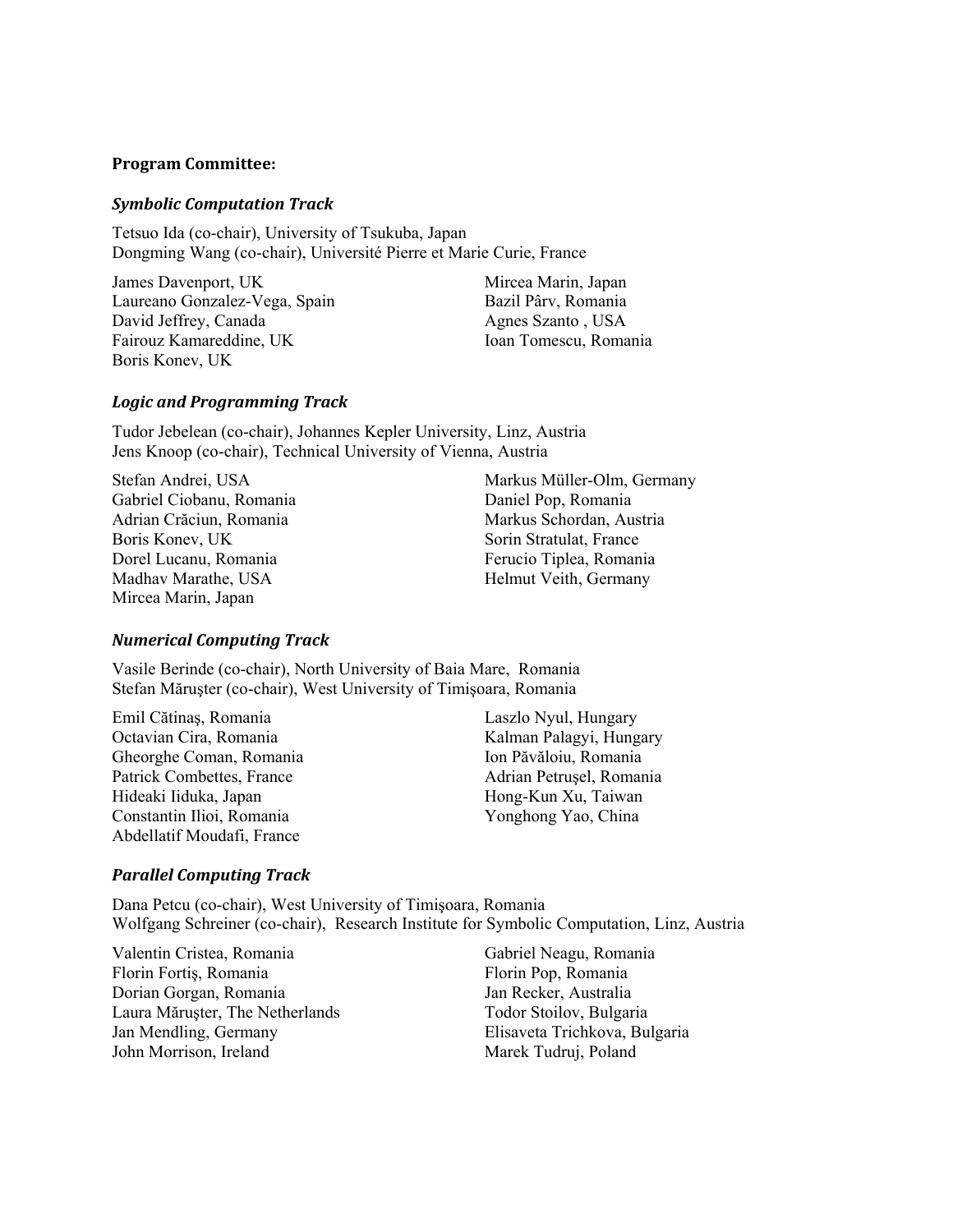**Program Committee:**

### *Symbolic Computation Track*

Tetsuo Ida (co-chair), University of Tsukuba, Japan
Dongming Wang (co-chair), Université Pierre et Marie Curie, France

James Davenport, UK
Laureano Gonzalez-Vega, Spain
David Jeffrey, Canada
Fairouz Kamareddine, UK
Boris Konev, UK
Mircea Marin, Japan
Bazil Pârv, Romania
Agnes Szanto , USA
Ioan Tomescu, Romania

### *Logic and Programming Track*

Tudor Jebelean (co-chair), Johannes Kepler University, Linz, Austria
Jens Knoop (co-chair), Technical University of Vienna, Austria

Stefan Andrei, USA
Gabriel Ciobanu, Romania
Adrian Crăciun, Romania
Boris Konev, UK
Dorel Lucanu, Romania
Madhav Marathe, USA
Mircea Marin, Japan
Markus Müller-Olm, Germany
Daniel Pop, Romania
Markus Schordan, Austria
Sorin Stratulat, France
Ferucio Tiplea, Romania
Helmut Veith, Germany

### *Numerical Computing Track*

Vasile Berinde (co-chair), North University of Baia Mare, Romania
Stefan Măruşter (co-chair), West University of Timişoara, Romania

Emil Cătinaş, Romania
Octavian Cira, Romania
Gheorghe Coman, Romania
Patrick Combettes, France
Hideaki Iiduka, Japan
Constantin Ilioi, Romania
Abdellatif Moudafi, France
Laszlo Nyul, Hungary
Kalman Palagyi, Hungary
Ion Păvăloiu, Romania
Adrian Petruşel, Romania
Hong-Kun Xu, Taiwan
Yonghong Yao, China

### *Parallel Computing Track*

Dana Petcu (co-chair), West University of Timişoara, Romania
Wolfgang Schreiner (co-chair), Research Institute for Symbolic Computation, Linz, Austria

Valentin Cristea, Romania
Florin Fortiş, Romania
Dorian Gorgan, Romania
Laura Măruşter, The Netherlands
Jan Mendling, Germany
John Morrison, Ireland
Gabriel Neagu, Romania
Florin Pop, Romania
Jan Recker, Australia
Todor Stoilov, Bulgaria
Elisaveta Trichkova, Bulgaria
Marek Tudruj, Poland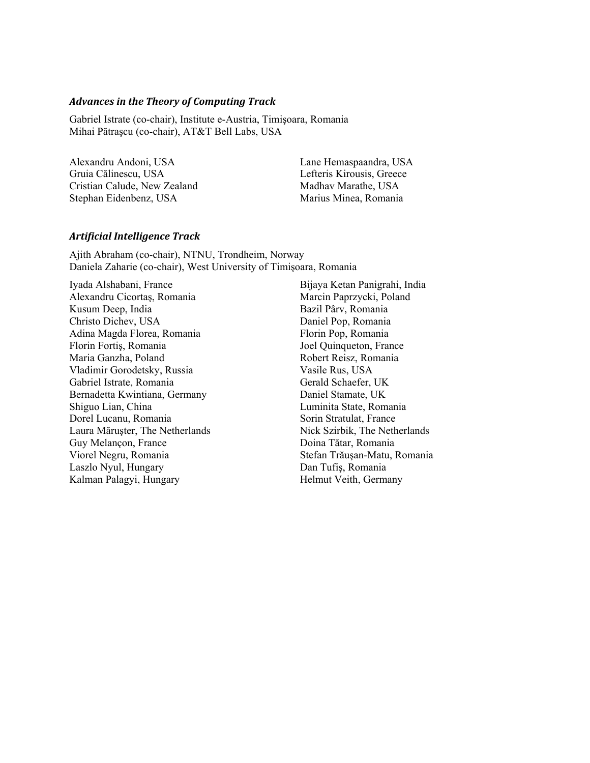### *Advances in the Theory of Computing Track*

Gabriel Istrate (co-chair), Institute e-Austria, Timişoara, Romania
Mihai Pătraşcu (co-chair), AT&T Bell Labs, USA

Alexandru Andoni, USA
Gruia Călinescu, USA
Cristian Calude, New Zealand
Stephan Eidenbenz, USA
Lane Hemaspaandra, USA
Lefteris Kirousis, Greece
Madhav Marathe, USA
Marius Minea, Romania

### *Artificial Intelligence Track*

Ajith Abraham (co-chair), NTNU, Trondheim, Norway
Daniela Zaharie (co-chair), West University of Timişoara, Romania

Iyada Alshabani, France
Alexandru Cicortaş, Romania
Kusum Deep, India
Christo Dichev, USA
Adina Magda Florea, Romania
Florin Fortiş, Romania
Maria Ganzha, Poland
Vladimir Gorodetsky, Russia
Gabriel Istrate, Romania
Bernadetta Kwintiana, Germany
Shiguo Lian, China
Dorel Lucanu, Romania
Laura Măruşter, The Netherlands
Guy Melançon, France
Viorel Negru, Romania
Laszlo Nyul, Hungary
Kalman Palagyi, Hungary
Bijaya Ketan Panigrahi, India
Marcin Paprzycki, Poland
Bazil Pârv, Romania
Daniel Pop, Romania
Florin Pop, Romania
Joel Quinqueton, France
Robert Reisz, Romania
Vasile Rus, USA
Gerald Schaefer, UK
Daniel Stamate, UK
Luminita State, Romania
Sorin Stratulat, France
Nick Szirbik, The Netherlands
Doina Tătar, Romania
Stefan Trăuşan-Matu, Romania
Dan Tufiş, Romania
Helmut Veith, Germany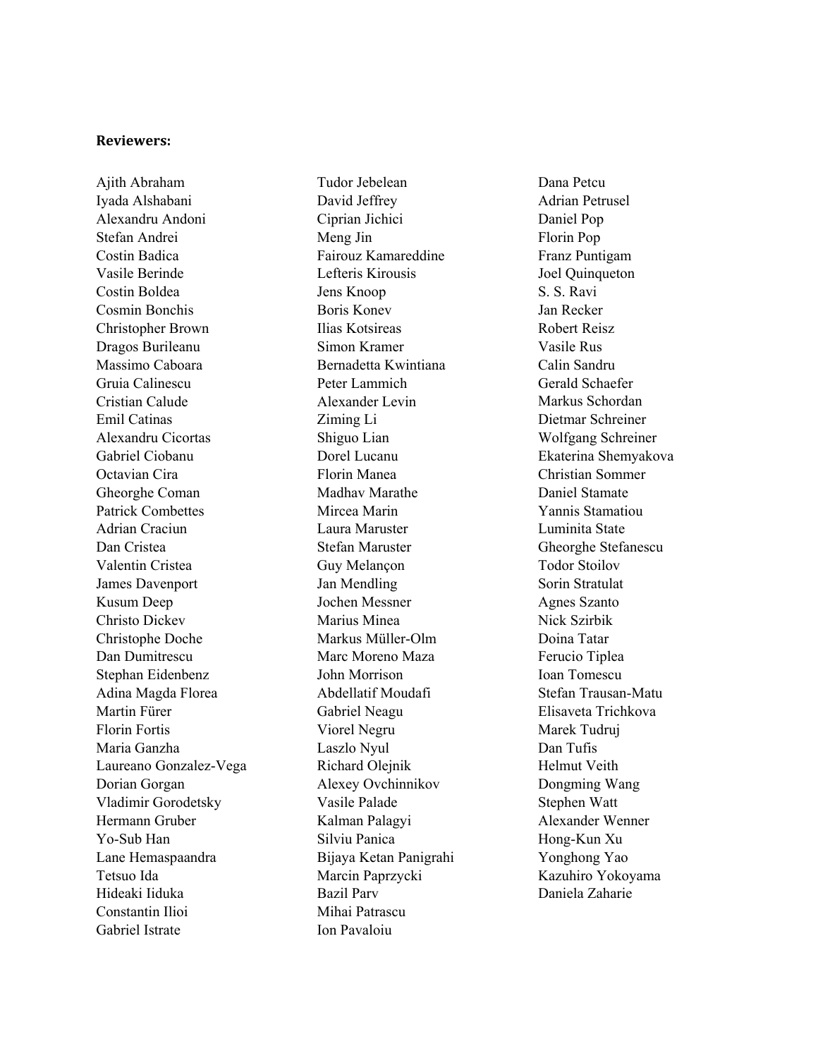**Reviewers:**

Ajith Abraham
Iyada Alshabani
Alexandru Andoni
Stefan Andrei
Costin Badica
Vasile Berinde
Costin Boldea
Cosmin Bonchis
Christopher Brown
Dragos Burileanu
Massimo Caboara
Gruia Calinescu
Cristian Calude
Emil Catinas
Alexandru Cicortas
Gabriel Ciobanu
Octavian Cira
Gheorghe Coman
Patrick Combettes
Adrian Craciun
Dan Cristea
Valentin Cristea
James Davenport
Kusum Deep
Christo Dickev
Christophe Doche
Dan Dumitrescu
Stephan Eidenbenz
Adina Magda Florea
Martin Fürer
Florin Fortis
Maria Ganzha
Laureano Gonzalez-Vega
Dorian Gorgan
Vladimir Gorodetsky
Hermann Gruber
Yo-Sub Han
Lane Hemaspaandra
Tetsuo Ida
Hideaki Iiduka
Constantin Ilioi
Gabriel Istrate
Tudor Jebelean
David Jeffrey
Ciprian Jichici
Meng Jin
Fairouz Kamareddine
Lefteris Kirousis
Jens Knoop
Boris Konev
Ilias Kotsireas
Simon Kramer
Bernadetta Kwintiana
Peter Lammich
Alexander Levin
Ziming Li
Shiguo Lian
Dorel Lucanu
Florin Manea
Madhav Marathe
Mircea Marin
Laura Maruster
Stefan Maruster
Guy Melançon
Jan Mendling
Jochen Messner
Marius Minea
Markus Müller-Olm
Marc Moreno Maza
John Morrison
Abdellatif Moudafi
Gabriel Neagu
Viorel Negru
Laszlo Nyul
Richard Olejnik
Alexey Ovchinnikov
Vasile Palade
Kalman Palagyi
Silviu Panica
Bijaya Ketan Panigrahi
Marcin Paprzycki
Bazil Parv
Mihai Patrascu
Ion Pavaloiu
Dana Petcu
Adrian Petrusel
Daniel Pop
Florin Pop
Franz Puntigam
Joel Quinqueton
S. S. Ravi
Jan Recker
Robert Reisz
Vasile Rus
Calin Sandru
Gerald Schaefer
Markus Schordan
Dietmar Schreiner
Wolfgang Schreiner
Ekaterina Shemyakova
Christian Sommer
Daniel Stamate
Yannis Stamatiou
Luminita State
Gheorghe Stefanescu
Todor Stoilov
Sorin Stratulat
Agnes Szanto
Nick Szirbik
Doina Tatar
Ferucio Tiplea
Ioan Tomescu
Stefan Trausan-Matu
Elisaveta Trichkova
Marek Tudruj
Dan Tufis
Helmut Veith
Dongming Wang
Stephen Watt
Alexander Wenner
Hong-Kun Xu
Yonghong Yao
Kazuhiro Yokoyama
Daniela Zaharie